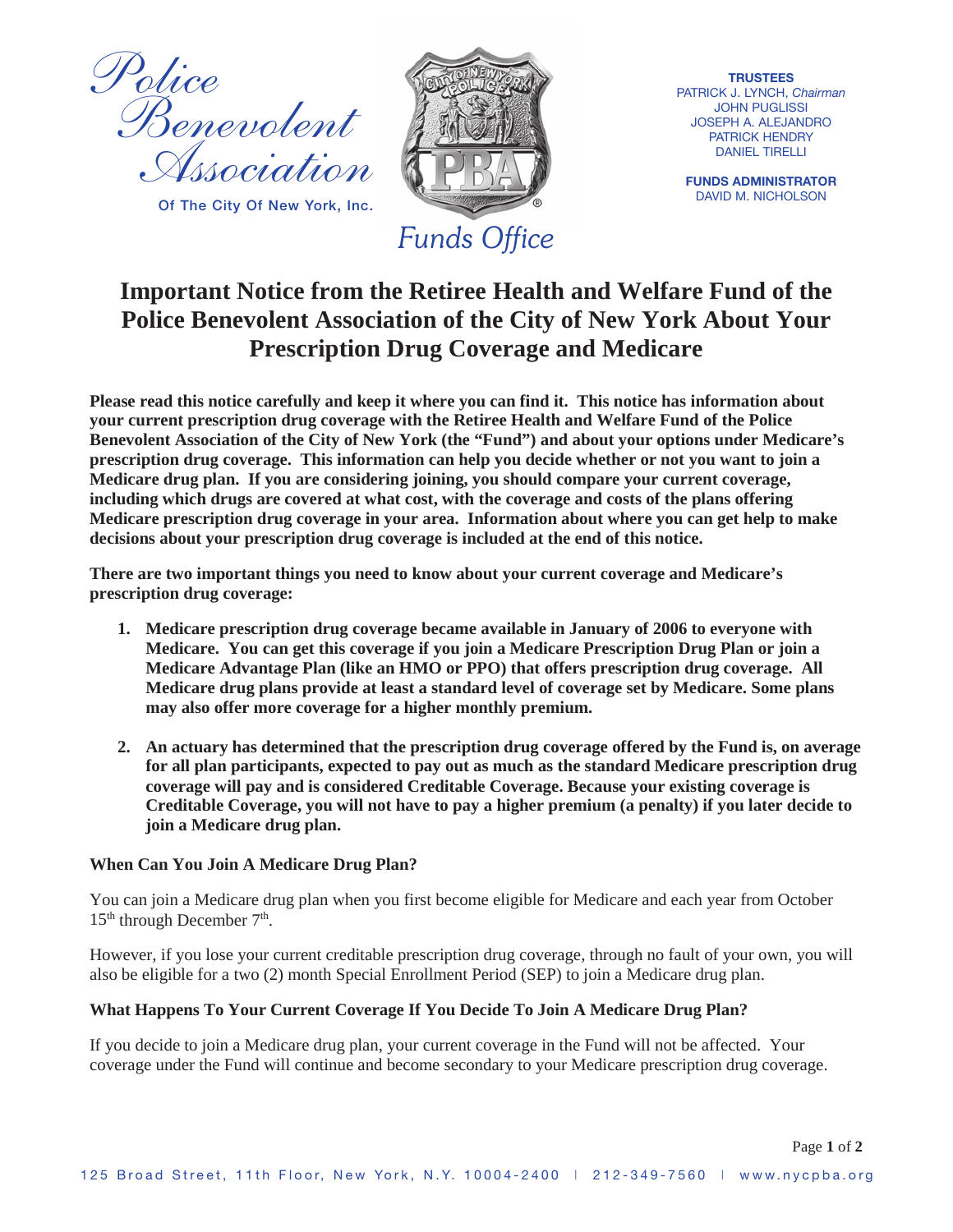Police Benevolent Association

Of The City Of New York, Inc.

Funds Office

**TRUSTEES**
PATRICK J. LYNCH, *Chairman*
JOHN PUGLISSI
JOSEPH A. ALEJANDRO
PATRICK HENDRY
DANIEL TIRELLI

**FUNDS ADMINISTRATOR**
DAVID M. NICHOLSON

# Important Notice from the Retiree Health and Welfare Fund of the Police Benevolent Association of the City of New York About Your Prescription Drug Coverage and Medicare

**Please read this notice carefully and keep it where you can find it. This notice has information about your current prescription drug coverage with the Retiree Health and Welfare Fund of the Police Benevolent Association of the City of New York (the "Fund") and about your options under Medicare's prescription drug coverage. This information can help you decide whether or not you want to join a Medicare drug plan. If you are considering joining, you should compare your current coverage, including which drugs are covered at what cost, with the coverage and costs of the plans offering Medicare prescription drug coverage in your area. Information about where you can get help to make decisions about your prescription drug coverage is included at the end of this notice.**

**There are two important things you need to know about your current coverage and Medicare's prescription drug coverage:**

1. **Medicare prescription drug coverage became available in January of 2006 to everyone with Medicare. You can get this coverage if you join a Medicare Prescription Drug Plan or join a Medicare Advantage Plan (like an HMO or PPO) that offers prescription drug coverage. All Medicare drug plans provide at least a standard level of coverage set by Medicare. Some plans may also offer more coverage for a higher monthly premium.**

2. **An actuary has determined that the prescription drug coverage offered by the Fund is, on average for all plan participants, expected to pay out as much as the standard Medicare prescription drug coverage will pay and is considered Creditable Coverage. Because your existing coverage is Creditable Coverage, you will not have to pay a higher premium (a penalty) if you later decide to join a Medicare drug plan.**

### When Can You Join A Medicare Drug Plan?

You can join a Medicare drug plan when you first become eligible for Medicare and each year from October 15th through December 7th.

However, if you lose your current creditable prescription drug coverage, through no fault of your own, you will also be eligible for a two (2) month Special Enrollment Period (SEP) to join a Medicare drug plan.

### What Happens To Your Current Coverage If You Decide To Join A Medicare Drug Plan?

If you decide to join a Medicare drug plan, your current coverage in the Fund will not be affected. Your coverage under the Fund will continue and become secondary to your Medicare prescription drug coverage.

125 Broad Street, 11th Floor, New York, N.Y. 10004-2400 | 212-349-7560 | www.nycpba.org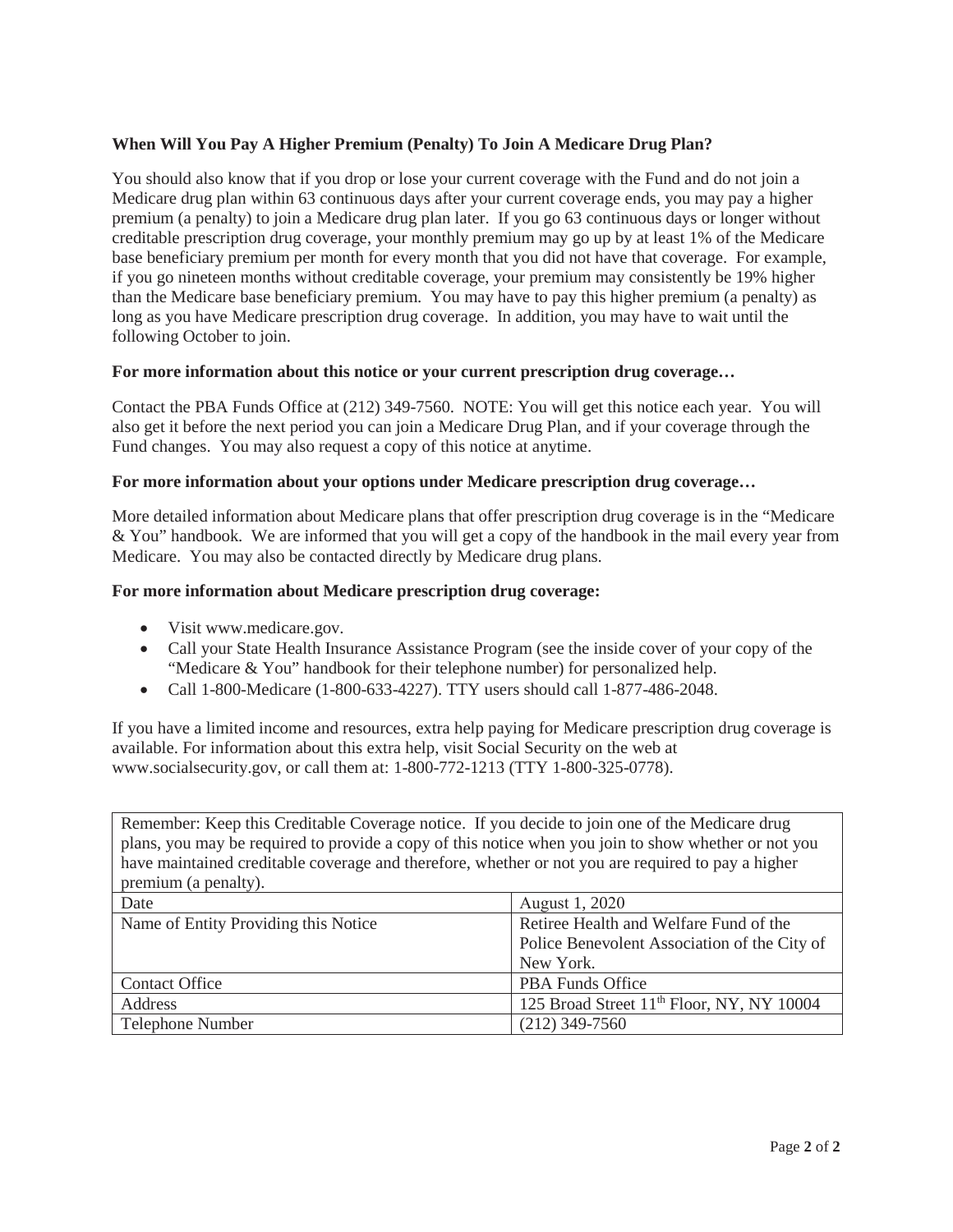**When Will You Pay A Higher Premium (Penalty) To Join A Medicare Drug Plan?**

You should also know that if you drop or lose your current coverage with the Fund and do not join a Medicare drug plan within 63 continuous days after your current coverage ends, you may pay a higher premium (a penalty) to join a Medicare drug plan later. If you go 63 continuous days or longer without creditable prescription drug coverage, your monthly premium may go up by at least 1% of the Medicare base beneficiary premium per month for every month that you did not have that coverage. For example, if you go nineteen months without creditable coverage, your premium may consistently be 19% higher than the Medicare base beneficiary premium. You may have to pay this higher premium (a penalty) as long as you have Medicare prescription drug coverage. In addition, you may have to wait until the following October to join.

**For more information about this notice or your current prescription drug coverage…**

Contact the PBA Funds Office at (212) 349-7560. NOTE: You will get this notice each year. You will also get it before the next period you can join a Medicare Drug Plan, and if your coverage through the Fund changes. You may also request a copy of this notice at anytime.

**For more information about your options under Medicare prescription drug coverage…**

More detailed information about Medicare plans that offer prescription drug coverage is in the "Medicare & You" handbook. We are informed that you will get a copy of the handbook in the mail every year from Medicare. You may also be contacted directly by Medicare drug plans.

**For more information about Medicare prescription drug coverage:**

- Visit www.medicare.gov.
- Call your State Health Insurance Assistance Program (see the inside cover of your copy of the "Medicare & You" handbook for their telephone number) for personalized help.
- Call 1-800-Medicare (1-800-633-4227). TTY users should call 1-877-486-2048.

If you have a limited income and resources, extra help paying for Medicare prescription drug coverage is available. For information about this extra help, visit Social Security on the web at www.socialsecurity.gov, or call them at: 1-800-772-1213 (TTY 1-800-325-0778).

| Remember: Keep this Creditable Coverage notice. If you decide to join one of the Medicare drug plans, you may be required to provide a copy of this notice when you join to show whether or not you have maintained creditable coverage and therefore, whether or not you are required to pay a higher premium (a penalty). | |
|---|---|
| Date | August 1, 2020 |
| Name of Entity Providing this Notice | Retiree Health and Welfare Fund of the Police Benevolent Association of the City of New York. |
| Contact Office | PBA Funds Office |
| Address | 125 Broad Street 11th Floor, NY, NY 10004 |
| Telephone Number | (212) 349-7560 |